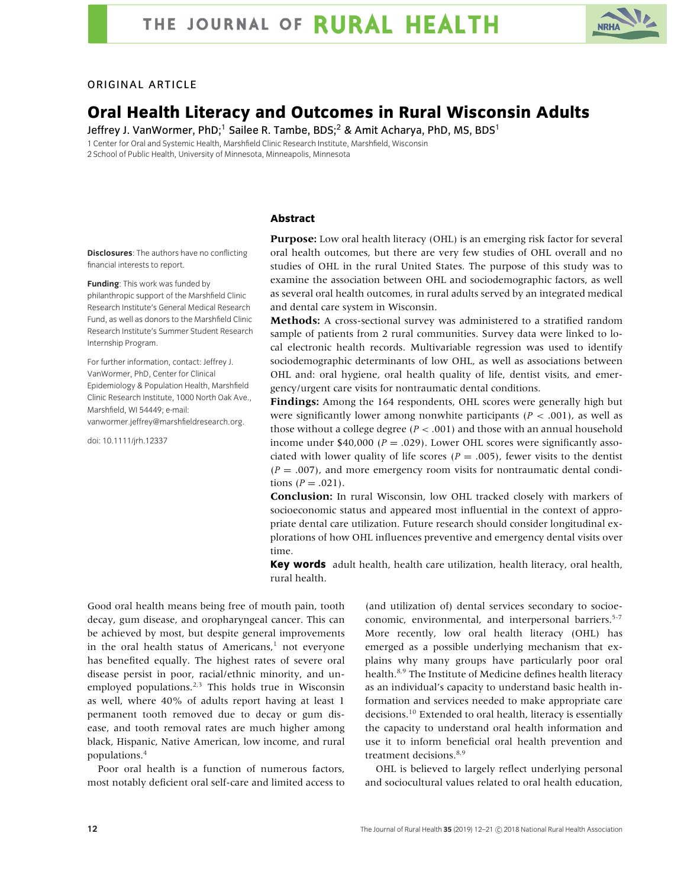ORIGINAL ARTICLE

# Oral Health Literacy and Outcomes in Rural Wisconsin Adults

Jeffrey J. VanWormer, PhD;[1] Sailee R. Tambe, BDS;[2] & Amit Acharya, PhD, MS, BDS[1]

1 Center for Oral and Systemic Health, Marshfield Clinic Research Institute, Marshfield, Wisconsin
2 School of Public Health, University of Minnesota, Minneapolis, Minnesota

**Disclosures**: The authors have no conflicting financial interests to report.

**Funding**: This work was funded by philanthropic support of the Marshfield Clinic Research Institute's General Medical Research Fund, as well as donors to the Marshfield Clinic Research Institute's Summer Student Research Internship Program.

For further information, contact: Jeffrey J. VanWormer, PhD, Center for Clinical Epidemiology & Population Health, Marshfield Clinic Research Institute, 1000 North Oak Ave., Marshfield, WI 54449; e-mail: vanwormer.jeffrey@marshfieldresearch.org.

doi: 10.1111/jrh.12337

## Abstract

**Purpose:** Low oral health literacy (OHL) is an emerging risk factor for several oral health outcomes, but there are very few studies of OHL overall and no studies of OHL in the rural United States. The purpose of this study was to examine the association between OHL and sociodemographic factors, as well as several oral health outcomes, in rural adults served by an integrated medical and dental care system in Wisconsin.

**Methods:** A cross-sectional survey was administered to a stratified random sample of patients from 2 rural communities. Survey data were linked to local electronic health records. Multivariable regression was used to identify sociodemographic determinants of low OHL, as well as associations between OHL and: oral hygiene, oral health quality of life, dentist visits, and emergency/urgent care visits for nontraumatic dental conditions.

**Findings:** Among the 164 respondents, OHL scores were generally high but were significantly lower among nonwhite participants ($P < .001$), as well as those without a college degree ($P < .001$) and those with an annual household income under $40,000 ($P = .029$). Lower OHL scores were significantly associated with lower quality of life scores ($P = .005$), fewer visits to the dentist ($P = .007$), and more emergency room visits for nontraumatic dental conditions ($P = .021$).

**Conclusion:** In rural Wisconsin, low OHL tracked closely with markers of socioeconomic status and appeared most influential in the context of appropriate dental care utilization. Future research should consider longitudinal explorations of how OHL influences preventive and emergency dental visits over time.

**Key words** adult health, health care utilization, health literacy, oral health, rural health.

Good oral health means being free of mouth pain, tooth decay, gum disease, and oropharyngeal cancer. This can be achieved by most, but despite general improvements in the oral health status of Americans,[1] not everyone has benefited equally. The highest rates of severe oral disease persist in poor, racial/ethnic minority, and unemployed populations.[2,3] This holds true in Wisconsin as well, where 40% of adults report having at least 1 permanent tooth removed due to decay or gum disease, and tooth removal rates are much higher among black, Hispanic, Native American, low income, and rural populations.[4]

Poor oral health is a function of numerous factors, most notably deficient oral self-care and limited access to (and utilization of) dental services secondary to socioeconomic, environmental, and interpersonal barriers.[5-7] More recently, low oral health literacy (OHL) has emerged as a possible underlying mechanism that explains why many groups have particularly poor oral health.[8,9] The Institute of Medicine defines health literacy as an individual's capacity to understand basic health information and services needed to make appropriate care decisions.[10] Extended to oral health, literacy is essentially the capacity to understand oral health information and use it to inform beneficial oral health prevention and treatment decisions.[8,9]

OHL is believed to largely reflect underlying personal and sociocultural values related to oral health education,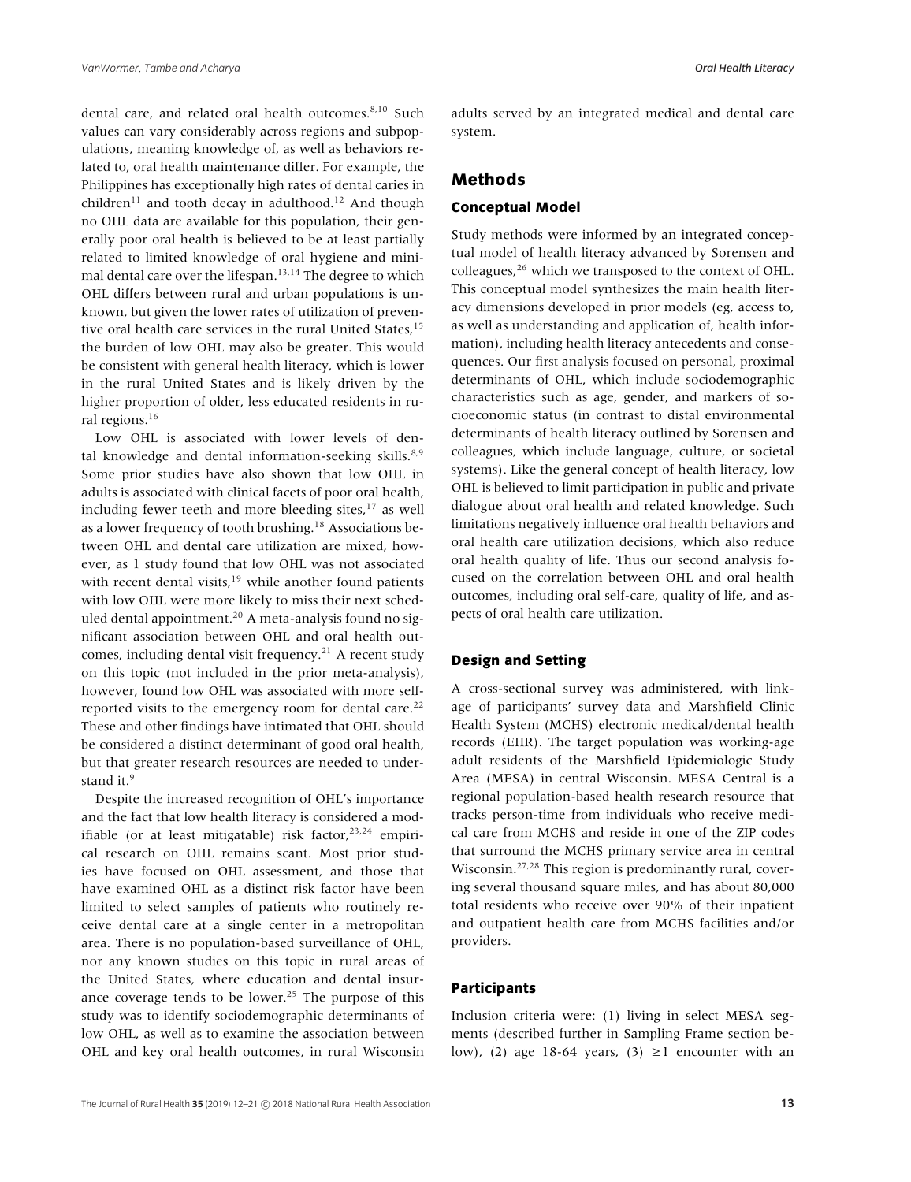dental care, and related oral health outcomes.[8,10] Such values can vary considerably across regions and subpopulations, meaning knowledge of, as well as behaviors related to, oral health maintenance differ. For example, the Philippines has exceptionally high rates of dental caries in children[11] and tooth decay in adulthood.[12] And though no OHL data are available for this population, their generally poor oral health is believed to be at least partially related to limited knowledge of oral hygiene and minimal dental care over the lifespan.[13,14] The degree to which OHL differs between rural and urban populations is unknown, but given the lower rates of utilization of preventive oral health care services in the rural United States,[15] the burden of low OHL may also be greater. This would be consistent with general health literacy, which is lower in the rural United States and is likely driven by the higher proportion of older, less educated residents in rural regions.[16]

Low OHL is associated with lower levels of dental knowledge and dental information-seeking skills.[8,9] Some prior studies have also shown that low OHL in adults is associated with clinical facets of poor oral health, including fewer teeth and more bleeding sites,[17] as well as a lower frequency of tooth brushing.[18] Associations between OHL and dental care utilization are mixed, however, as 1 study found that low OHL was not associated with recent dental visits,[19] while another found patients with low OHL were more likely to miss their next scheduled dental appointment.[20] A meta-analysis found no significant association between OHL and oral health outcomes, including dental visit frequency.[21] A recent study on this topic (not included in the prior meta-analysis), however, found low OHL was associated with more self-reported visits to the emergency room for dental care.[22] These and other findings have intimated that OHL should be considered a distinct determinant of good oral health, but that greater research resources are needed to understand it.[9]

Despite the increased recognition of OHL's importance and the fact that low health literacy is considered a modifiable (or at least mitigatable) risk factor,[23,24] empirical research on OHL remains scant. Most prior studies have focused on OHL assessment, and those that have examined OHL as a distinct risk factor have been limited to select samples of patients who routinely receive dental care at a single center in a metropolitan area. There is no population-based surveillance of OHL, nor any known studies on this topic in rural areas of the United States, where education and dental insurance coverage tends to be lower.[25] The purpose of this study was to identify sociodemographic determinants of low OHL, as well as to examine the association between OHL and key oral health outcomes, in rural Wisconsin adults served by an integrated medical and dental care system.

## Methods

### Conceptual Model

Study methods were informed by an integrated conceptual model of health literacy advanced by Sorensen and colleagues,[26] which we transposed to the context of OHL. This conceptual model synthesizes the main health literacy dimensions developed in prior models (eg, access to, as well as understanding and application of, health information), including health literacy antecedents and consequences. Our first analysis focused on personal, proximal determinants of OHL, which include sociodemographic characteristics such as age, gender, and markers of socioeconomic status (in contrast to distal environmental determinants of health literacy outlined by Sorensen and colleagues, which include language, culture, or societal systems). Like the general concept of health literacy, low OHL is believed to limit participation in public and private dialogue about oral health and related knowledge. Such limitations negatively influence oral health behaviors and oral health care utilization decisions, which also reduce oral health quality of life. Thus our second analysis focused on the correlation between OHL and oral health outcomes, including oral self-care, quality of life, and aspects of oral health care utilization.

### Design and Setting

A cross-sectional survey was administered, with linkage of participants' survey data and Marshfield Clinic Health System (MCHS) electronic medical/dental health records (EHR). The target population was working-age adult residents of the Marshfield Epidemiologic Study Area (MESA) in central Wisconsin. MESA Central is a regional population-based health research resource that tracks person-time from individuals who receive medical care from MCHS and reside in one of the ZIP codes that surround the MCHS primary service area in central Wisconsin.[27,28] This region is predominantly rural, covering several thousand square miles, and has about 80,000 total residents who receive over 90% of their inpatient and outpatient health care from MCHS facilities and/or providers.

### Participants

Inclusion criteria were: (1) living in select MESA segments (described further in Sampling Frame section below), (2) age 18-64 years, (3) ≥1 encounter with an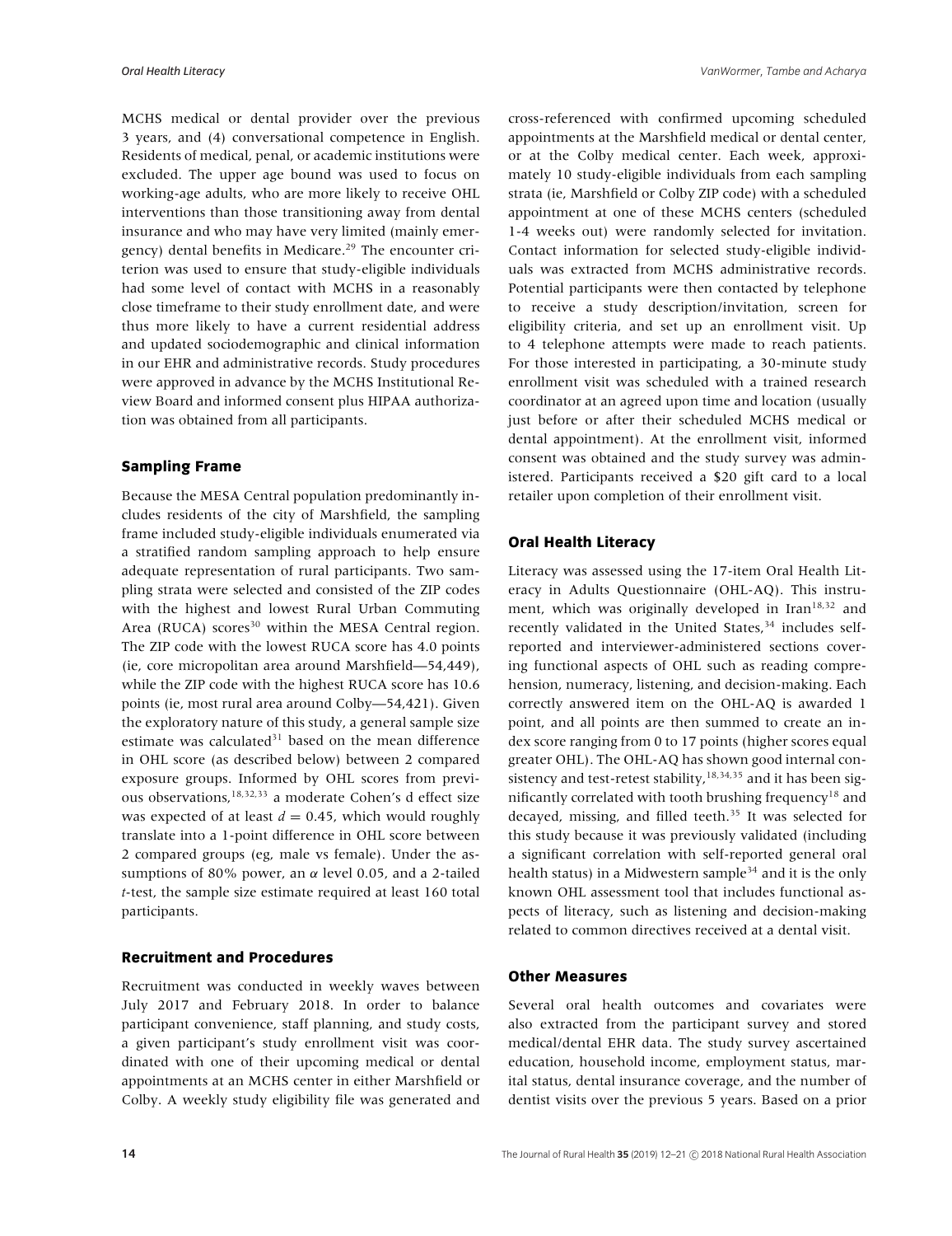MCHS medical or dental provider over the previous 3 years, and (4) conversational competence in English. Residents of medical, penal, or academic institutions were excluded. The upper age bound was used to focus on working-age adults, who are more likely to receive OHL interventions than those transitioning away from dental insurance and who may have very limited (mainly emergency) dental benefits in Medicare.[29] The encounter criterion was used to ensure that study-eligible individuals had some level of contact with MCHS in a reasonably close timeframe to their study enrollment date, and were thus more likely to have a current residential address and updated sociodemographic and clinical information in our EHR and administrative records. Study procedures were approved in advance by the MCHS Institutional Review Board and informed consent plus HIPAA authorization was obtained from all participants.

### Sampling Frame

Because the MESA Central population predominantly includes residents of the city of Marshfield, the sampling frame included study-eligible individuals enumerated via a stratified random sampling approach to help ensure adequate representation of rural participants. Two sampling strata were selected and consisted of the ZIP codes with the highest and lowest Rural Urban Commuting Area (RUCA) scores[30] within the MESA Central region. The ZIP code with the lowest RUCA score has 4.0 points (ie, core micropolitan area around Marshfield—54,449), while the ZIP code with the highest RUCA score has 10.6 points (ie, most rural area around Colby—54,421). Given the exploratory nature of this study, a general sample size estimate was calculated[31] based on the mean difference in OHL score (as described below) between 2 compared exposure groups. Informed by OHL scores from previous observations,[18,32,33] a moderate Cohen's d effect size was expected of at least $d = 0.45$, which would roughly translate into a 1-point difference in OHL score between 2 compared groups (eg, male vs female). Under the assumptions of 80% power, an $\alpha$ level 0.05, and a 2-tailed $t$-test, the sample size estimate required at least 160 total participants.

### Recruitment and Procedures

Recruitment was conducted in weekly waves between July 2017 and February 2018. In order to balance participant convenience, staff planning, and study costs, a given participant's study enrollment visit was coordinated with one of their upcoming medical or dental appointments at an MCHS center in either Marshfield or Colby. A weekly study eligibility file was generated and cross-referenced with confirmed upcoming scheduled appointments at the Marshfield medical or dental center, or at the Colby medical center. Each week, approximately 10 study-eligible individuals from each sampling strata (ie, Marshfield or Colby ZIP code) with a scheduled appointment at one of these MCHS centers (scheduled 1-4 weeks out) were randomly selected for invitation. Contact information for selected study-eligible individuals was extracted from MCHS administrative records. Potential participants were then contacted by telephone to receive a study description/invitation, screen for eligibility criteria, and set up an enrollment visit. Up to 4 telephone attempts were made to reach patients. For those interested in participating, a 30-minute study enrollment visit was scheduled with a trained research coordinator at an agreed upon time and location (usually just before or after their scheduled MCHS medical or dental appointment). At the enrollment visit, informed consent was obtained and the study survey was administered. Participants received a $20 gift card to a local retailer upon completion of their enrollment visit.

### Oral Health Literacy

Literacy was assessed using the 17-item Oral Health Literacy in Adults Questionnaire (OHL-AQ). This instrument, which was originally developed in Iran[18,32] and recently validated in the United States,[34] includes self-reported and interviewer-administered sections covering functional aspects of OHL such as reading comprehension, numeracy, listening, and decision-making. Each correctly answered item on the OHL-AQ is awarded 1 point, and all points are then summed to create an index score ranging from 0 to 17 points (higher scores equal greater OHL). The OHL-AQ has shown good internal consistency and test-retest stability,[18,34,35] and it has been significantly correlated with tooth brushing frequency[18] and decayed, missing, and filled teeth.[35] It was selected for this study because it was previously validated (including a significant correlation with self-reported general oral health status) in a Midwestern sample[34] and it is the only known OHL assessment tool that includes functional aspects of literacy, such as listening and decision-making related to common directives received at a dental visit.

### Other Measures

Several oral health outcomes and covariates were also extracted from the participant survey and stored medical/dental EHR data. The study survey ascertained education, household income, employment status, marital status, dental insurance coverage, and the number of dentist visits over the previous 5 years. Based on a prior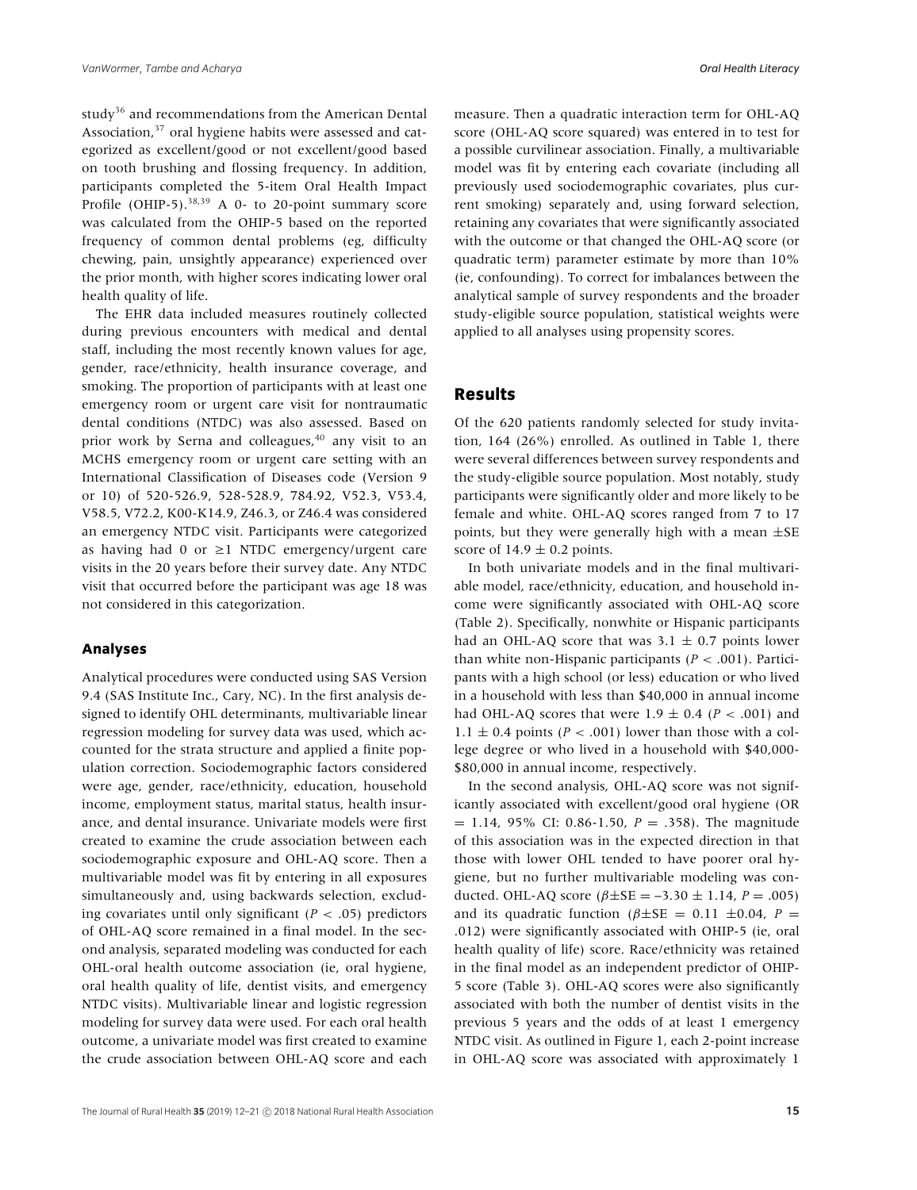study[36] and recommendations from the American Dental Association,[37] oral hygiene habits were assessed and categorized as excellent/good or not excellent/good based on tooth brushing and flossing frequency. In addition, participants completed the 5-item Oral Health Impact Profile (OHIP-5).[38,39] A 0- to 20-point summary score was calculated from the OHIP-5 based on the reported frequency of common dental problems (eg, difficulty chewing, pain, unsightly appearance) experienced over the prior month, with higher scores indicating lower oral health quality of life.

The EHR data included measures routinely collected during previous encounters with medical and dental staff, including the most recently known values for age, gender, race/ethnicity, health insurance coverage, and smoking. The proportion of participants with at least one emergency room or urgent care visit for nontraumatic dental conditions (NTDC) was also assessed. Based on prior work by Serna and colleagues,[40] any visit to an MCHS emergency room or urgent care setting with an International Classification of Diseases code (Version 9 or 10) of 520-526.9, 528-528.9, 784.92, V52.3, V53.4, V58.5, V72.2, K00-K14.9, Z46.3, or Z46.4 was considered an emergency NTDC visit. Participants were categorized as having had 0 or ≥1 NTDC emergency/urgent care visits in the 20 years before their survey date. Any NTDC visit that occurred before the participant was age 18 was not considered in this categorization.

### Analyses

Analytical procedures were conducted using SAS Version 9.4 (SAS Institute Inc., Cary, NC). In the first analysis designed to identify OHL determinants, multivariable linear regression modeling for survey data was used, which accounted for the strata structure and applied a finite population correction. Sociodemographic factors considered were age, gender, race/ethnicity, education, household income, employment status, marital status, health insurance, and dental insurance. Univariate models were first created to examine the crude association between each sociodemographic exposure and OHL-AQ score. Then a multivariable model was fit by entering in all exposures simultaneously and, using backwards selection, excluding covariates until only significant ($P < .05$) predictors of OHL-AQ score remained in a final model. In the second analysis, separated modeling was conducted for each OHL-oral health outcome association (ie, oral hygiene, oral health quality of life, dentist visits, and emergency NTDC visits). Multivariable linear and logistic regression modeling for survey data were used. For each oral health outcome, a univariate model was first created to examine the crude association between OHL-AQ score and each measure. Then a quadratic interaction term for OHL-AQ score (OHL-AQ score squared) was entered in to test for a possible curvilinear association. Finally, a multivariable model was fit by entering each covariate (including all previously used sociodemographic covariates, plus current smoking) separately and, using forward selection, retaining any covariates that were significantly associated with the outcome or that changed the OHL-AQ score (or quadratic term) parameter estimate by more than 10% (ie, confounding). To correct for imbalances between the analytical sample of survey respondents and the broader study-eligible source population, statistical weights were applied to all analyses using propensity scores.

## Results

Of the 620 patients randomly selected for study invitation, 164 (26%) enrolled. As outlined in Table 1, there were several differences between survey respondents and the study-eligible source population. Most notably, study participants were significantly older and more likely to be female and white. OHL-AQ scores ranged from 7 to 17 points, but they were generally high with a mean ±SE score of $14.9 \pm 0.2$ points.

In both univariate models and in the final multivariable model, race/ethnicity, education, and household income were significantly associated with OHL-AQ score (Table 2). Specifically, nonwhite or Hispanic participants had an OHL-AQ score that was $3.1 \pm 0.7$ points lower than white non-Hispanic participants ($P < .001$). Participants with a high school (or less) education or who lived in a household with less than $40,000 in annual income had OHL-AQ scores that were $1.9 \pm 0.4$ ($P < .001$) and $1.1 \pm 0.4$ points ($P < .001$) lower than those with a college degree or who lived in a household with $40,000-$80,000 in annual income, respectively.

In the second analysis, OHL-AQ score was not significantly associated with excellent/good oral hygiene (OR = 1.14, 95% CI: 0.86-1.50, $P = .358$). The magnitude of this association was in the expected direction in that those with lower OHL tended to have poorer oral hygiene, but no further multivariable modeling was conducted. OHL-AQ score ($\beta \pm SE = -3.30 \pm 1.14$, $P = .005$) and its quadratic function ($\beta \pm SE = 0.11 \pm 0.04$, $P = .012$) were significantly associated with OHIP-5 (ie, oral health quality of life) score. Race/ethnicity was retained in the final model as an independent predictor of OHIP-5 score (Table 3). OHL-AQ scores were also significantly associated with both the number of dentist visits in the previous 5 years and the odds of at least 1 emergency NTDC visit. As outlined in Figure 1, each 2-point increase in OHL-AQ score was associated with approximately 1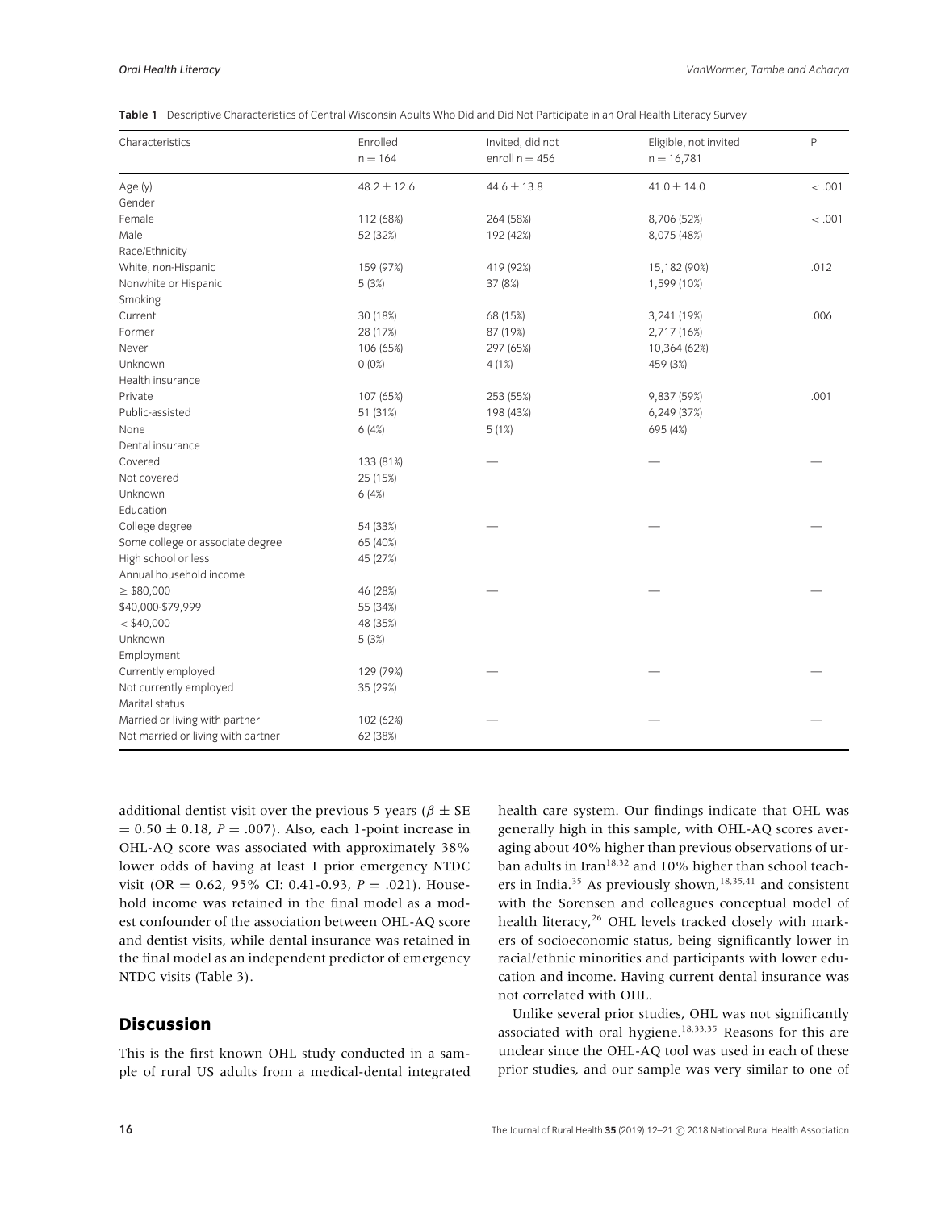**Table 1** Descriptive Characteristics of Central Wisconsin Adults Who Did and Did Not Participate in an Oral Health Literacy Survey

| Characteristics | Enrolled n = 164 | Invited, did not enroll n = 456 | Eligible, not invited n = 16,781 | P |
|---|---|---|---|---|
| Age (y) | 48.2 ± 12.6 | 44.6 ± 13.8 | 41.0 ± 14.0 | < .001 |
| Gender | | | | |
| Female | 112 (68%) | 264 (58%) | 8,706 (52%) | < .001 |
| Male | 52 (32%) | 192 (42%) | 8,075 (48%) | |
| Race/Ethnicity | | | | |
| White, non-Hispanic | 159 (97%) | 419 (92%) | 15,182 (90%) | .012 |
| Nonwhite or Hispanic | 5 (3%) | 37 (8%) | 1,599 (10%) | |
| Smoking | | | | |
| Current | 30 (18%) | 68 (15%) | 3,241 (19%) | .006 |
| Former | 28 (17%) | 87 (19%) | 2,717 (16%) | |
| Never | 106 (65%) | 297 (65%) | 10,364 (62%) | |
| Unknown | 0 (0%) | 4 (1%) | 459 (3%) | |
| Health insurance | | | | |
| Private | 107 (65%) | 253 (55%) | 9,837 (59%) | .001 |
| Public-assisted | 51 (31%) | 198 (43%) | 6,249 (37%) | |
| None | 6 (4%) | 5 (1%) | 695 (4%) | |
| Dental insurance | | | | |
| Covered | 133 (81%) | — | — | — |
| Not covered | 25 (15%) | | | |
| Unknown | 6 (4%) | | | |
| Education | | | | |
| College degree | 54 (33%) | — | — | — |
| Some college or associate degree | 65 (40%) | | | |
| High school or less | 45 (27%) | | | |
| Annual household income | | | | |
| ≥ \$80,000 | 46 (28%) | — | — | — |
| \$40,000-\$79,999 | 55 (34%) | | | |
| < \$40,000 | 48 (35%) | | | |
| Unknown | 5 (3%) | | | |
| Employment | | | | |
| Currently employed | 129 (79%) | — | — | — |
| Not currently employed | 35 (29%) | | | |
| Marital status | | | | |
| Married or living with partner | 102 (62%) | — | — | — |
| Not married or living with partner | 62 (38%) | | | |

additional dentist visit over the previous 5 years ($\beta \pm$ SE $= 0.50 \pm 0.18$, $P = .007$). Also, each 1-point increase in OHL-AQ score was associated with approximately 38% lower odds of having at least 1 prior emergency NTDC visit (OR = 0.62, 95% CI: 0.41-0.93, $P = .021$). Household income was retained in the final model as a modest confounder of the association between OHL-AQ score and dentist visits, while dental insurance was retained in the final model as an independent predictor of emergency NTDC visits (Table 3).

## Discussion

This is the first known OHL study conducted in a sample of rural US adults from a medical-dental integrated health care system. Our findings indicate that OHL was generally high in this sample, with OHL-AQ scores averaging about 40% higher than previous observations of urban adults in Iran[18,32] and 10% higher than school teachers in India.[35] As previously shown,[18,35,41] and consistent with the Sorensen and colleagues conceptual model of health literacy,[26] OHL levels tracked closely with markers of socioeconomic status, being significantly lower in racial/ethnic minorities and participants with lower education and income. Having current dental insurance was not correlated with OHL.

Unlike several prior studies, OHL was not significantly associated with oral hygiene.[18,33,35] Reasons for this are unclear since the OHL-AQ tool was used in each of these prior studies, and our sample was very similar to one of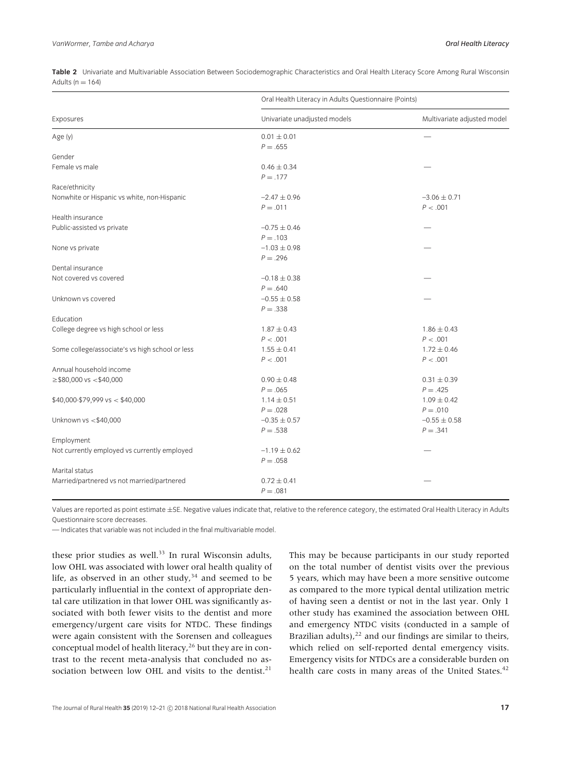**Table 2** Univariate and Multivariable Association Between Sociodemographic Characteristics and Oral Health Literacy Score Among Rural Wisconsin Adults (n = 164)

| Exposures | Oral Health Literacy in Adults Questionnaire (Points) | |
|---|---|---|
| | Univariate unadjusted models | Multivariate adjusted model |
| Age (y) | 0.01 ± 0.01<br>$P = .655$ | — |
| Gender | | |
| Female vs male | 0.46 ± 0.34<br>$P = .177$ | — |
| Race/ethnicity | | |
| Nonwhite or Hispanic vs white, non-Hispanic | −2.47 ± 0.96<br>$P = .011$ | −3.06 ± 0.71<br>$P < .001$ |
| Health insurance | | |
| Public-assisted vs private | −0.75 ± 0.46<br>$P = .103$ | — |
| None vs private | −1.03 ± 0.98<br>$P = .296$ | — |
| Dental insurance | | |
| Not covered vs covered | −0.18 ± 0.38<br>$P = .640$ | — |
| Unknown vs covered | −0.55 ± 0.58<br>$P = .338$ | — |
| Education | | |
| College degree vs high school or less | 1.87 ± 0.43<br>$P < .001$ | 1.86 ± 0.43<br>$P < .001$ |
| Some college/associate's vs high school or less | 1.55 ± 0.41<br>$P < .001$ | 1.72 ± 0.46<br>$P < .001$ |
| Annual household income | | |
| ≥$80,000 vs <$40,000 | 0.90 ± 0.48<br>$P = .065$ | 0.31 ± 0.39<br>$P = .425$ |
| $40,000-$79,999 vs < $40,000 | 1.14 ± 0.51<br>$P = .028$ | 1.09 ± 0.42<br>$P = .010$ |
| Unknown vs <$40,000 | −0.35 ± 0.57<br>$P = .538$ | −0.55 ± 0.58<br>$P = .341$ |
| Employment | | |
| Not currently employed vs currently employed | −1.19 ± 0.62<br>$P = .058$ | — |
| Marital status | | |
| Married/partnered vs not married/partnered | 0.72 ± 0.41<br>$P = .081$ | — |

Values are reported as point estimate ±SE. Negative values indicate that, relative to the reference category, the estimated Oral Health Literacy in Adults Questionnaire score decreases.

— Indicates that variable was not included in the final multivariable model.

these prior studies as well.[33] In rural Wisconsin adults, low OHL was associated with lower oral health quality of life, as observed in an other study,[34] and seemed to be particularly influential in the context of appropriate dental care utilization in that lower OHL was significantly associated with both fewer visits to the dentist and more emergency/urgent care visits for NTDC. These findings were again consistent with the Sorensen and colleagues conceptual model of health literacy,[26] but they are in contrast to the recent meta-analysis that concluded no association between low OHL and visits to the dentist.[21] This may be because participants in our study reported on the total number of dentist visits over the previous 5 years, which may have been a more sensitive outcome as compared to the more typical dental utilization metric of having seen a dentist or not in the last year. Only 1 other study has examined the association between OHL and emergency NTDC visits (conducted in a sample of Brazilian adults),[22] and our findings are similar to theirs, which relied on self-reported dental emergency visits. Emergency visits for NTDCs are a considerable burden on health care costs in many areas of the United States.[42]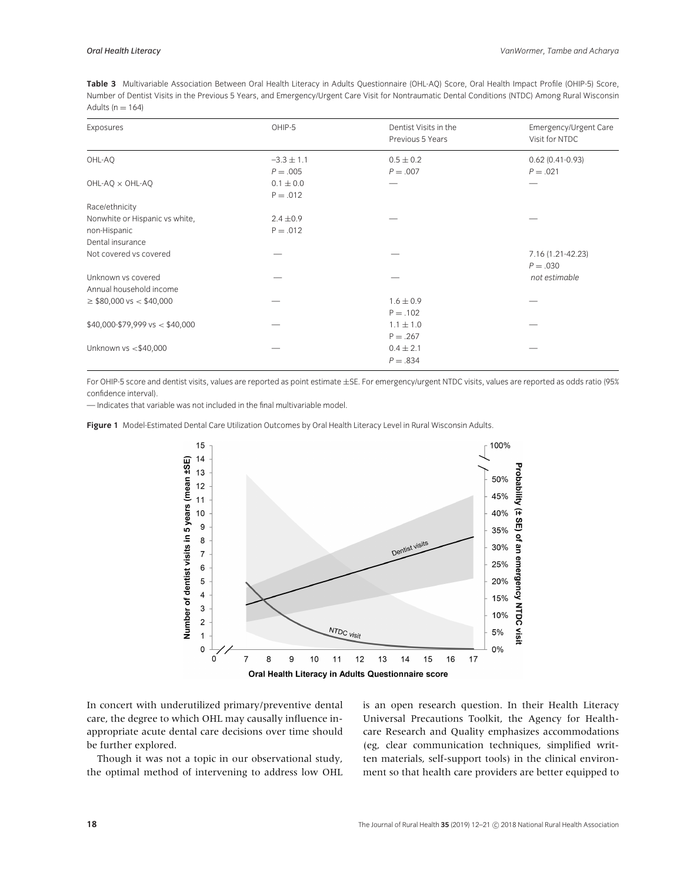**Table 3** Multivariable Association Between Oral Health Literacy in Adults Questionnaire (OHL-AQ) Score, Oral Health Impact Profile (OHIP-5) Score, Number of Dentist Visits in the Previous 5 Years, and Emergency/Urgent Care Visit for Nontraumatic Dental Conditions (NTDC) Among Rural Wisconsin Adults (n = 164)

| Exposures | OHIP-5 | Dentist Visits in the Previous 5 Years | Emergency/Urgent Care Visit for NTDC |
|---|---|---|---|
| OHL-AQ | −3.3 ± 1.1<br>P = .005 | 0.5 ± 0.2<br>P = .007 | 0.62 (0.41-0.93)<br>P = .021 |
| OHL-AQ × OHL-AQ | 0.1 ± 0.0<br>P = .012 | — | — |
| Race/ethnicity | | | |
| Nonwhite or Hispanic vs white, non-Hispanic | 2.4 ±0.9<br>P = .012 | — | — |
| Dental insurance | | | |
| Not covered vs covered | — | — | 7.16 (1.21-42.23)<br>P = .030 |
| Unknown vs covered | — | — | *not estimable* |
| Annual household income | | | |
| ≥ $80,000 vs < $40,000 | — | 1.6 ± 0.9<br>P = .102 | — |
| $40,000-$79,999 vs < $40,000 | — | 1.1 ± 1.0<br>P = .267 | — |
| Unknown vs <$40,000 | — | 0.4 ± 2.1<br>P = .834 | — |

For OHIP-5 score and dentist visits, values are reported as point estimate ±SE. For emergency/urgent NTDC visits, values are reported as odds ratio (95% confidence interval).

— Indicates that variable was not included in the final multivariable model.

**Figure 1** Model-Estimated Dental Care Utilization Outcomes by Oral Health Literacy Level in Rural Wisconsin Adults.

In concert with underutilized primary/preventive dental care, the degree to which OHL may causally influence inappropriate acute dental care decisions over time should be further explored.

Though it was not a topic in our observational study, the optimal method of intervening to address low OHL is an open research question. In their Health Literacy Universal Precautions Toolkit, the Agency for Healthcare Research and Quality emphasizes accommodations (eg, clear communication techniques, simplified written materials, self-support tools) in the clinical environment so that health care providers are better equipped to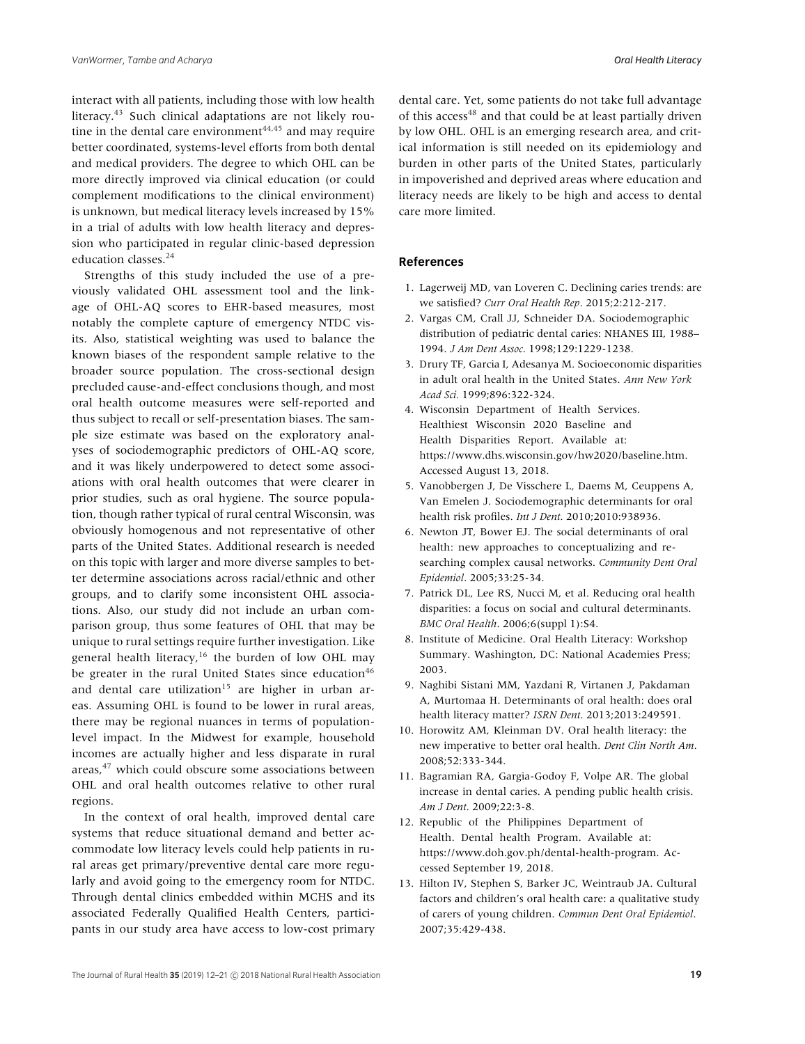interact with all patients, including those with low health literacy.[43] Such clinical adaptations are not likely routine in the dental care environment[44,45] and may require better coordinated, systems-level efforts from both dental and medical providers. The degree to which OHL can be more directly improved via clinical education (or could complement modifications to the clinical environment) is unknown, but medical literacy levels increased by 15% in a trial of adults with low health literacy and depression who participated in regular clinic-based depression education classes.[24]

Strengths of this study included the use of a previously validated OHL assessment tool and the linkage of OHL-AQ scores to EHR-based measures, most notably the complete capture of emergency NTDC visits. Also, statistical weighting was used to balance the known biases of the respondent sample relative to the broader source population. The cross-sectional design precluded cause-and-effect conclusions though, and most oral health outcome measures were self-reported and thus subject to recall or self-presentation biases. The sample size estimate was based on the exploratory analyses of sociodemographic predictors of OHL-AQ score, and it was likely underpowered to detect some associations with oral health outcomes that were clearer in prior studies, such as oral hygiene. The source population, though rather typical of rural central Wisconsin, was obviously homogenous and not representative of other parts of the United States. Additional research is needed on this topic with larger and more diverse samples to better determine associations across racial/ethnic and other groups, and to clarify some inconsistent OHL associations. Also, our study did not include an urban comparison group, thus some features of OHL that may be unique to rural settings require further investigation. Like general health literacy,[16] the burden of low OHL may be greater in the rural United States since education[46] and dental care utilization[15] are higher in urban areas. Assuming OHL is found to be lower in rural areas, there may be regional nuances in terms of population-level impact. In the Midwest for example, household incomes are actually higher and less disparate in rural areas,[47] which could obscure some associations between OHL and oral health outcomes relative to other rural regions.

In the context of oral health, improved dental care systems that reduce situational demand and better accommodate low literacy levels could help patients in rural areas get primary/preventive dental care more regularly and avoid going to the emergency room for NTDC. Through dental clinics embedded within MCHS and its associated Federally Qualified Health Centers, participants in our study area have access to low-cost primary dental care. Yet, some patients do not take full advantage of this access[48] and that could be at least partially driven by low OHL. OHL is an emerging research area, and critical information is still needed on its epidemiology and burden in other parts of the United States, particularly in impoverished and deprived areas where education and literacy needs are likely to be high and access to dental care more limited.

## References

1. Lagerweij MD, van Loveren C. Declining caries trends: are we satisfied? *Curr Oral Health Rep*. 2015;2:212-217.
2. Vargas CM, Crall JJ, Schneider DA. Sociodemographic distribution of pediatric dental caries: NHANES III, 1988–1994. *J Am Dent Assoc*. 1998;129:1229-1238.
3. Drury TF, Garcia I, Adesanya M. Socioeconomic disparities in adult oral health in the United States. *Ann New York Acad Sci*. 1999;896:322-324.
4. Wisconsin Department of Health Services. Healthiest Wisconsin 2020 Baseline and Health Disparities Report. Available at: https://www.dhs.wisconsin.gov/hw2020/baseline.htm. Accessed August 13, 2018.
5. Vanobbergen J, De Visschere L, Daems M, Ceuppens A, Van Emelen J. Sociodemographic determinants for oral health risk profiles. *Int J Dent*. 2010;2010:938936.
6. Newton JT, Bower EJ. The social determinants of oral health: new approaches to conceptualizing and researching complex causal networks. *Community Dent Oral Epidemiol*. 2005;33:25-34.
7. Patrick DL, Lee RS, Nucci M, et al. Reducing oral health disparities: a focus on social and cultural determinants. *BMC Oral Health*. 2006;6(suppl 1):S4.
8. Institute of Medicine. Oral Health Literacy: Workshop Summary. Washington, DC: National Academies Press; 2003.
9. Naghibi Sistani MM, Yazdani R, Virtanen J, Pakdaman A, Murtomaa H. Determinants of oral health: does oral health literacy matter? *ISRN Dent*. 2013;2013:249591.
10. Horowitz AM, Kleinman DV. Oral health literacy: the new imperative to better oral health. *Dent Clin North Am*. 2008;52:333-344.
11. Bagramian RA, Gargia-Godoy F, Volpe AR. The global increase in dental caries. A pending public health crisis. *Am J Dent*. 2009;22:3-8.
12. Republic of the Philippines Department of Health. Dental health Program. Available at: https://www.doh.gov.ph/dental-health-program. Accessed September 19, 2018.
13. Hilton IV, Stephen S, Barker JC, Weintraub JA. Cultural factors and children's oral health care: a qualitative study of carers of young children. *Commun Dent Oral Epidemiol*. 2007;35:429-438.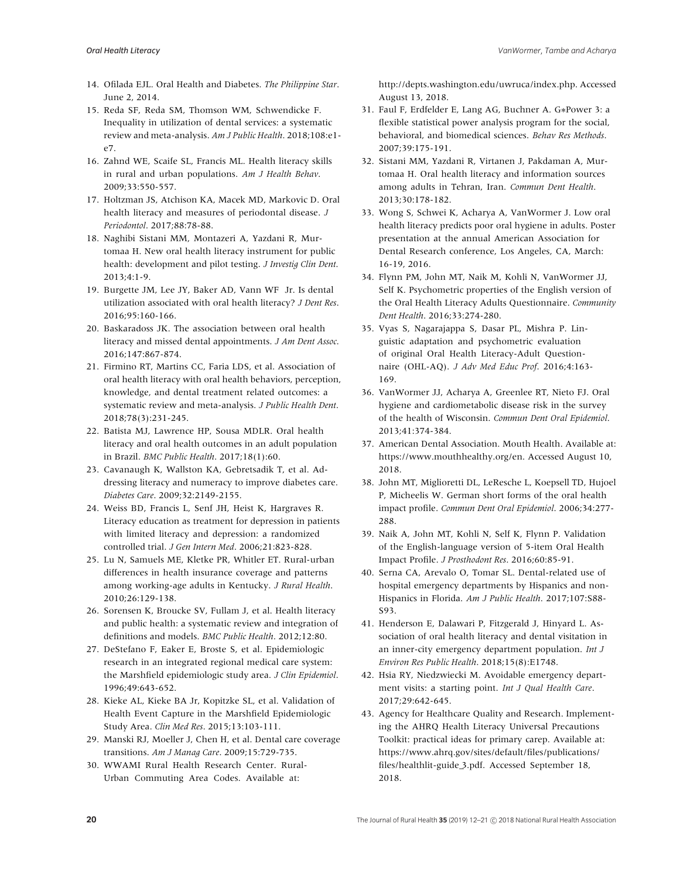14. Ofilada EJL. Oral Health and Diabetes. *The Philippine Star*. June 2, 2014.
15. Reda SF, Reda SM, Thomson WM, Schwendicke F. Inequality in utilization of dental services: a systematic review and meta-analysis. *Am J Public Health*. 2018;108:e1-e7.
16. Zahnd WE, Scaife SL, Francis ML. Health literacy skills in rural and urban populations. *Am J Health Behav*. 2009;33:550-557.
17. Holtzman JS, Atchison KA, Macek MD, Markovic D. Oral health literacy and measures of periodontal disease. *J Periodontol*. 2017;88:78-88.
18. Naghibi Sistani MM, Montazeri A, Yazdani R, Murtomaa H. New oral health literacy instrument for public health: development and pilot testing. *J Investig Clin Dent*. 2013;4:1-9.
19. Burgette JM, Lee JY, Baker AD, Vann WF Jr. Is dental utilization associated with oral health literacy? *J Dent Res*. 2016;95:160-166.
20. Baskaradoss JK. The association between oral health literacy and missed dental appointments. *J Am Dent Assoc*. 2016;147:867-874.
21. Firmino RT, Martins CC, Faria LDS, et al. Association of oral health literacy with oral health behaviors, perception, knowledge, and dental treatment related outcomes: a systematic review and meta-analysis. *J Public Health Dent*. 2018;78(3):231-245.
22. Batista MJ, Lawrence HP, Sousa MDLR. Oral health literacy and oral health outcomes in an adult population in Brazil. *BMC Public Health*. 2017;18(1):60.
23. Cavanaugh K, Wallston KA, Gebretsadik T, et al. Addressing literacy and numeracy to improve diabetes care. *Diabetes Care*. 2009;32:2149-2155.
24. Weiss BD, Francis L, Senf JH, Heist K, Hargraves R. Literacy education as treatment for depression in patients with limited literacy and depression: a randomized controlled trial. *J Gen Intern Med*. 2006;21:823-828.
25. Lu N, Samuels ME, Kletke PR, Whitler ET. Rural-urban differences in health insurance coverage and patterns among working-age adults in Kentucky. *J Rural Health*. 2010;26:129-138.
26. Sorensen K, Broucke SV, Fullam J, et al. Health literacy and public health: a systematic review and integration of definitions and models. *BMC Public Health*. 2012;12:80.
27. DeStefano F, Eaker E, Broste S, et al. Epidemiologic research in an integrated regional medical care system: the Marshfield epidemiologic study area. *J Clin Epidemiol*. 1996;49:643-652.
28. Kieke AL, Kieke BA Jr, Kopitzke SL, et al. Validation of Health Event Capture in the Marshfield Epidemiologic Study Area. *Clin Med Res*. 2015;13:103-111.
29. Manski RJ, Moeller J, Chen H, et al. Dental care coverage transitions. *Am J Manag Care*. 2009;15:729-735.
30. WWAMI Rural Health Research Center. Rural-Urban Commuting Area Codes. Available at: http://depts.washington.edu/uwruca/index.php. Accessed August 13, 2018.
31. Faul F, Erdfelder E, Lang AG, Buchner A. G*Power 3: a flexible statistical power analysis program for the social, behavioral, and biomedical sciences. *Behav Res Methods*. 2007;39:175-191.
32. Sistani MM, Yazdani R, Virtanen J, Pakdaman A, Murtomaa H. Oral health literacy and information sources among adults in Tehran, Iran. *Commun Dent Health*. 2013;30:178-182.
33. Wong S, Schwei K, Acharya A, VanWormer J. Low oral health literacy predicts poor oral hygiene in adults. Poster presentation at the annual American Association for Dental Research conference, Los Angeles, CA, March: 16-19, 2016.
34. Flynn PM, John MT, Naik M, Kohli N, VanWormer JJ, Self K. Psychometric properties of the English version of the Oral Health Literacy Adults Questionnaire. *Community Dent Health*. 2016;33:274-280.
35. Vyas S, Nagarajappa S, Dasar PL, Mishra P. Linguistic adaptation and psychometric evaluation of original Oral Health Literacy-Adult Questionnaire (OHL-AQ). *J Adv Med Educ Prof*. 2016;4:163-169.
36. VanWormer JJ, Acharya A, Greenlee RT, Nieto FJ. Oral hygiene and cardiometabolic disease risk in the survey of the health of Wisconsin. *Commun Dent Oral Epidemiol*. 2013;41:374-384.
37. American Dental Association. Mouth Health. Available at: https://www.mouthhealthy.org/en. Accessed August 10, 2018.
38. John MT, Miglioretti DL, LeResche L, Koepsell TD, Hujoel P, Micheelis W. German short forms of the oral health impact profile. *Commun Dent Oral Epidemiol*. 2006;34:277-288.
39. Naik A, John MT, Kohli N, Self K, Flynn P. Validation of the English-language version of 5-item Oral Health Impact Profile. *J Prosthodont Res*. 2016;60:85-91.
40. Serna CA, Arevalo O, Tomar SL. Dental-related use of hospital emergency departments by Hispanics and non-Hispanics in Florida. *Am J Public Health*. 2017;107:S88-S93.
41. Henderson E, Dalawari P, Fitzgerald J, Hinyard L. Association of oral health literacy and dental visitation in an inner-city emergency department population. *Int J Environ Res Public Health*. 2018;15(8):E1748.
42. Hsia RY, Niedzwiecki M. Avoidable emergency department visits: a starting point. *Int J Qual Health Care*. 2017;29:642-645.
43. Agency for Healthcare Quality and Research. Implementing the AHRQ Health Literacy Universal Precautions Toolkit: practical ideas for primary carep. Available at: https://www.ahrq.gov/sites/default/files/publications/files/healthlit-guide_3.pdf. Accessed September 18, 2018.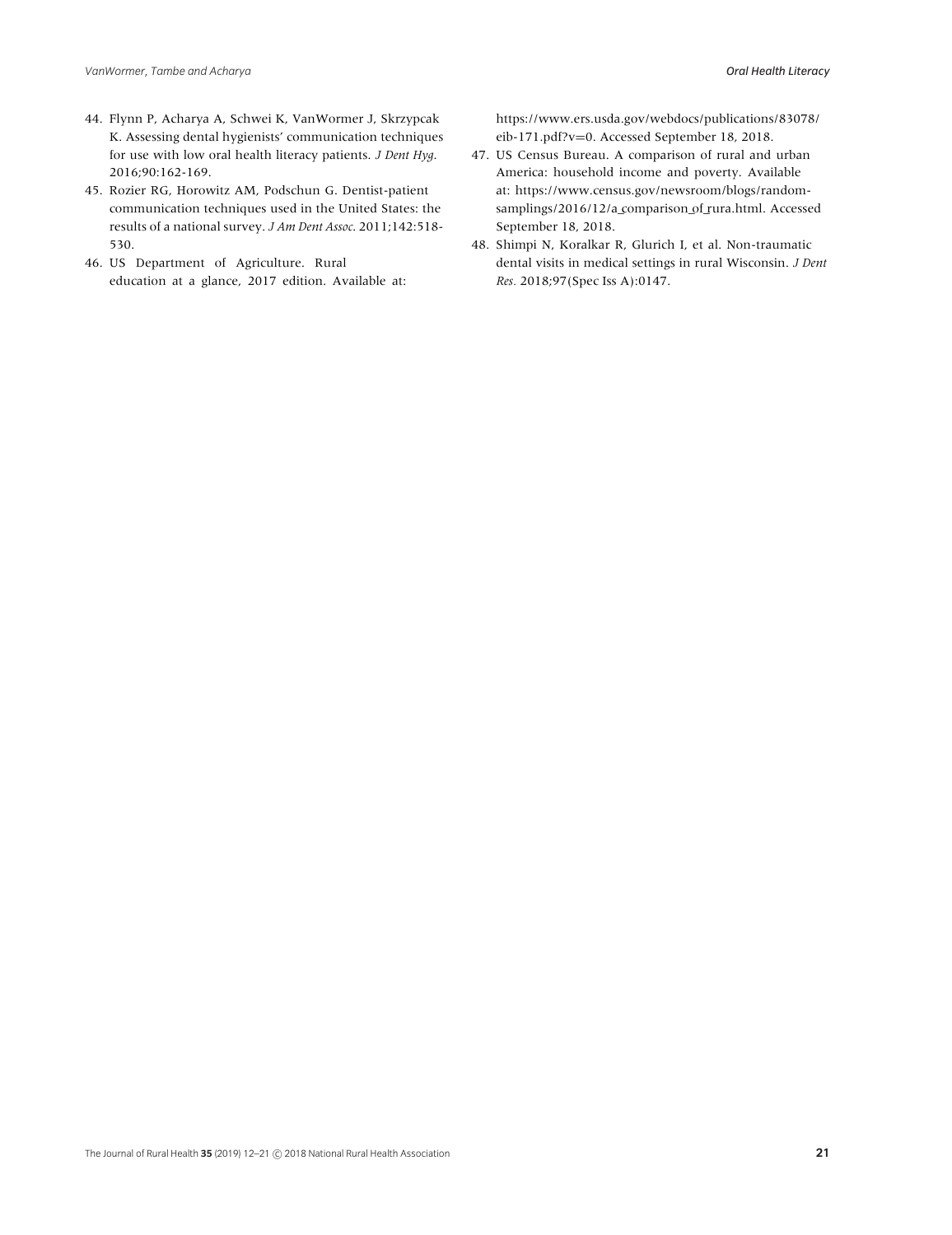44. Flynn P, Acharya A, Schwei K, VanWormer J, Skrzypcak K. Assessing dental hygienists' communication techniques for use with low oral health literacy patients. *J Dent Hyg*. 2016;90:162-169.
45. Rozier RG, Horowitz AM, Podschun G. Dentist-patient communication techniques used in the United States: the results of a national survey. *J Am Dent Assoc*. 2011;142:518-530.
46. US Department of Agriculture. Rural education at a glance, 2017 edition. Available at: https://www.ers.usda.gov/webdocs/publications/83078/eib-171.pdf?v=0. Accessed September 18, 2018.
47. US Census Bureau. A comparison of rural and urban America: household income and poverty. Available at: https://www.census.gov/newsroom/blogs/random-samplings/2016/12/a_comparison_of_rura.html. Accessed September 18, 2018.
48. Shimpi N, Koralkar R, Glurich I, et al. Non-traumatic dental visits in medical settings in rural Wisconsin. *J Dent Res*. 2018;97(Spec Iss A):0147.